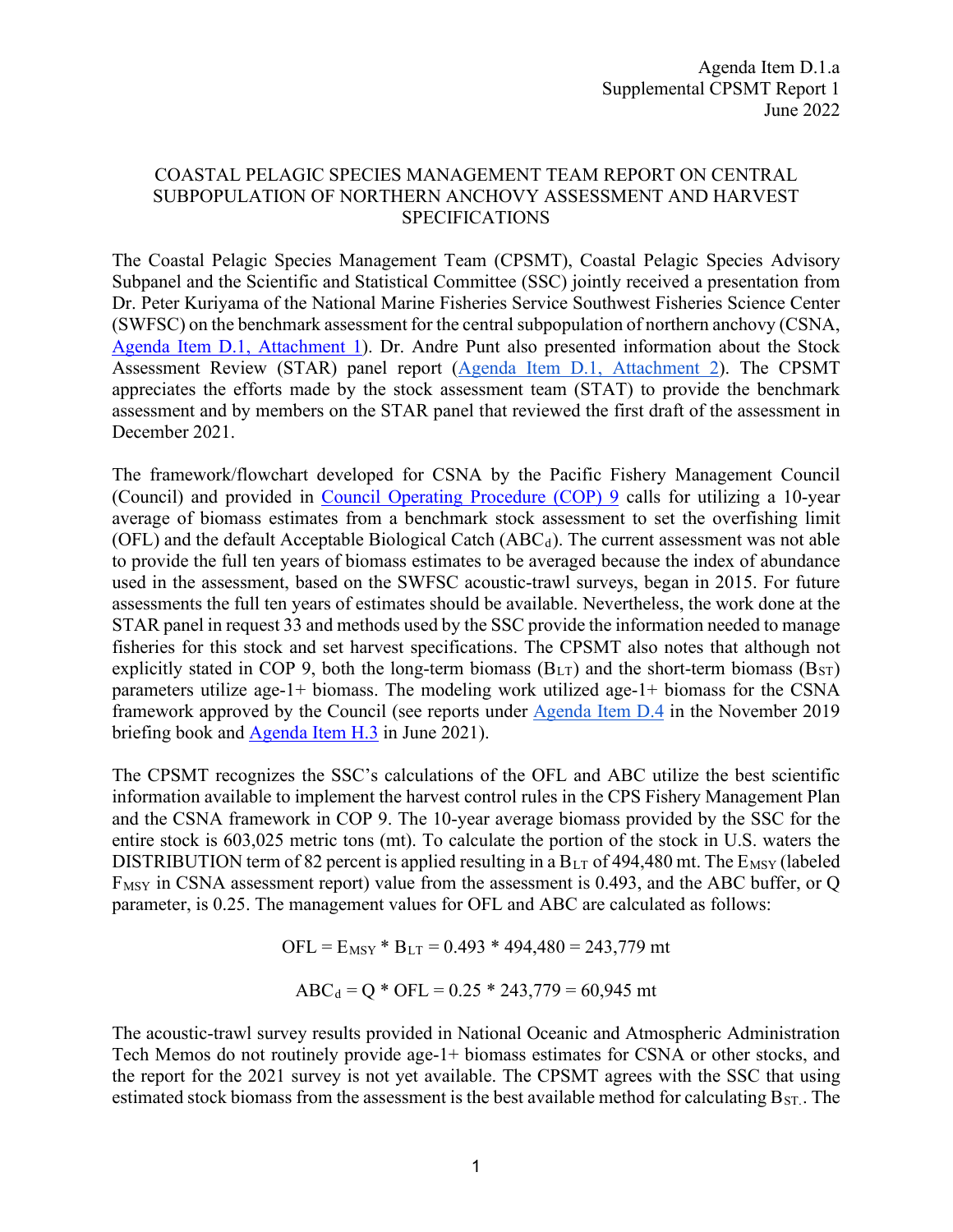Agenda Item D.1.a
Supplemental CPSMT Report 1
June 2022

# COASTAL PELAGIC SPECIES MANAGEMENT TEAM REPORT ON CENTRAL SUBPOPULATION OF NORTHERN ANCHOVY ASSESSMENT AND HARVEST SPECIFICATIONS

The Coastal Pelagic Species Management Team (CPSMT), Coastal Pelagic Species Advisory Subpanel and the Scientific and Statistical Committee (SSC) jointly received a presentation from Dr. Peter Kuriyama of the National Marine Fisheries Service Southwest Fisheries Science Center (SWFSC) on the benchmark assessment for the central subpopulation of northern anchovy (CSNA, Agenda Item D.1, Attachment 1). Dr. Andre Punt also presented information about the Stock Assessment Review (STAR) panel report (Agenda Item D.1, Attachment 2). The CPSMT appreciates the efforts made by the stock assessment team (STAT) to provide the benchmark assessment and by members on the STAR panel that reviewed the first draft of the assessment in December 2021.

The framework/flowchart developed for CSNA by the Pacific Fishery Management Council (Council) and provided in Council Operating Procedure (COP) 9 calls for utilizing a 10-year average of biomass estimates from a benchmark stock assessment to set the overfishing limit (OFL) and the default Acceptable Biological Catch ($ABC_d$). The current assessment was not able to provide the full ten years of biomass estimates to be averaged because the index of abundance used in the assessment, based on the SWFSC acoustic-trawl surveys, began in 2015. For future assessments the full ten years of estimates should be available. Nevertheless, the work done at the STAR panel in request 33 and methods used by the SSC provide the information needed to manage fisheries for this stock and set harvest specifications. The CPSMT also notes that although not explicitly stated in COP 9, both the long-term biomass ($B_{LT}$) and the short-term biomass ($B_{ST}$) parameters utilize age-1+ biomass. The modeling work utilized age-1+ biomass for the CSNA framework approved by the Council (see reports under Agenda Item D.4 in the November 2019 briefing book and Agenda Item H.3 in June 2021).

The CPSMT recognizes the SSC's calculations of the OFL and ABC utilize the best scientific information available to implement the harvest control rules in the CPS Fishery Management Plan and the CSNA framework in COP 9. The 10-year average biomass provided by the SSC for the entire stock is 603,025 metric tons (mt). To calculate the portion of the stock in U.S. waters the DISTRIBUTION term of 82 percent is applied resulting in a $B_{LT}$ of 494,480 mt. The $E_{MSY}$ (labeled $F_{MSY}$ in CSNA assessment report) value from the assessment is 0.493, and the ABC buffer, or Q parameter, is 0.25. The management values for OFL and ABC are calculated as follows:

$$OFL = E_{MSY} * B_{LT} = 0.493 * 494{,}480 = 243{,}779 \text{ mt}$$

$$ABC_d = Q * OFL = 0.25 * 243{,}779 = 60{,}945 \text{ mt}$$

The acoustic-trawl survey results provided in National Oceanic and Atmospheric Administration Tech Memos do not routinely provide age-1+ biomass estimates for CSNA or other stocks, and the report for the 2021 survey is not yet available. The CPSMT agrees with the SSC that using estimated stock biomass from the assessment is the best available method for calculating $B_{ST}$. The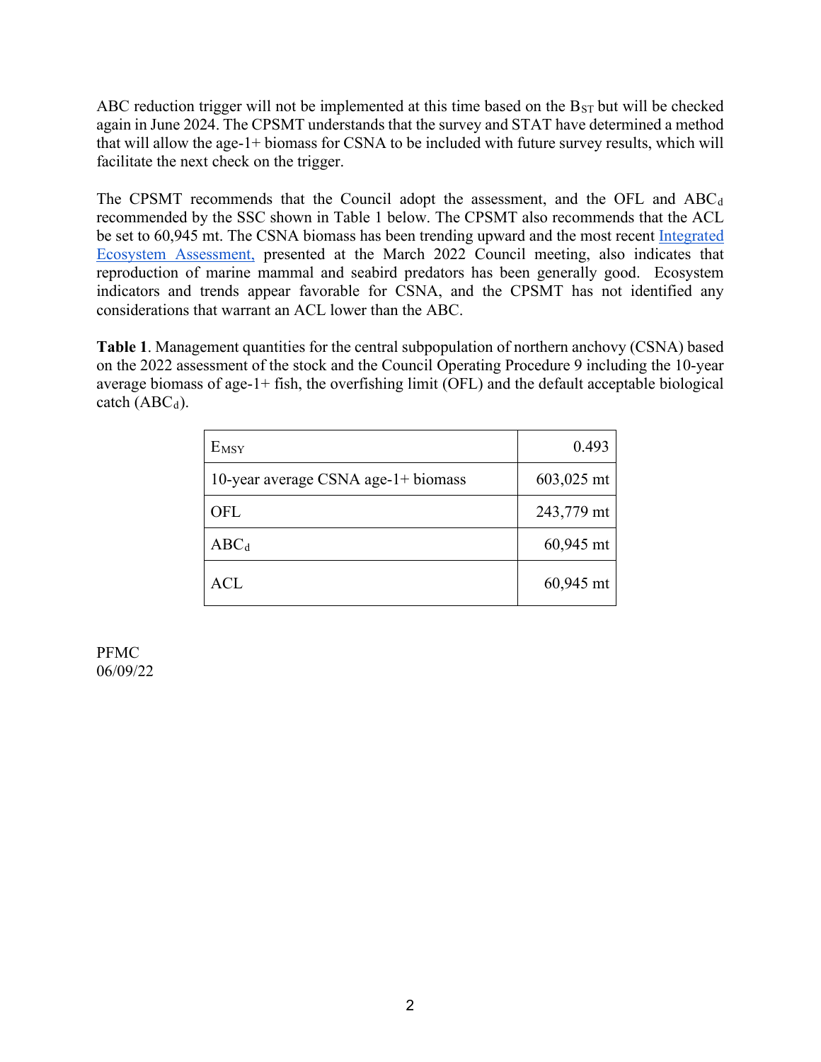ABC reduction trigger will not be implemented at this time based on the $B_{ST}$ but will be checked again in June 2024. The CPSMT understands that the survey and STAT have determined a method that will allow the age-1+ biomass for CSNA to be included with future survey results, which will facilitate the next check on the trigger.

The CPSMT recommends that the Council adopt the assessment, and the OFL and $ABC_d$ recommended by the SSC shown in Table 1 below. The CPSMT also recommends that the ACL be set to 60,945 mt. The CSNA biomass has been trending upward and the most recent Integrated Ecosystem Assessment, presented at the March 2022 Council meeting, also indicates that reproduction of marine mammal and seabird predators has been generally good. Ecosystem indicators and trends appear favorable for CSNA, and the CPSMT has not identified any considerations that warrant an ACL lower than the ABC.

**Table 1**. Management quantities for the central subpopulation of northern anchovy (CSNA) based on the 2022 assessment of the stock and the Council Operating Procedure 9 including the 10-year average biomass of age-1+ fish, the overfishing limit (OFL) and the default acceptable biological catch ($ABC_d$).

| | |
|---|---:|
| $E_{MSY}$ | 0.493 |
| 10-year average CSNA age-1+ biomass | 603,025 mt |
| OFL | 243,779 mt |
| $ABC_d$ | 60,945 mt |
| ACL | 60,945 mt |

PFMC
06/09/22